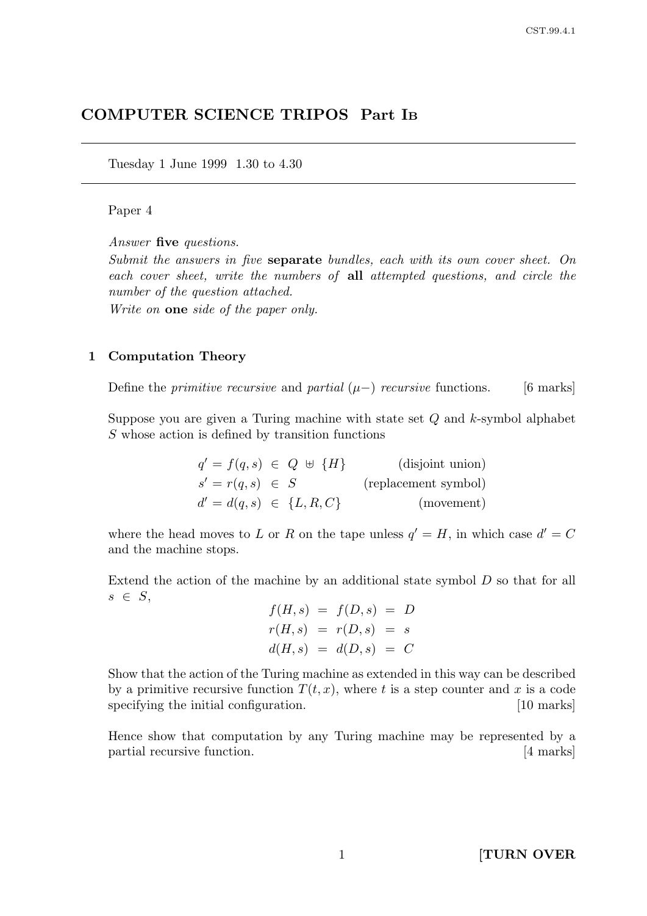# COMPUTER SCIENCE TRIPOS Part IB

Tuesday 1 June 1999 1.30 to 4.30

Paper 4

*Answer* **five** *questions.*

*Submit the answers in five* **separate** *bundles, each with its own cover sheet. On each cover sheet, write the numbers of* **all** *attempted questions, and circle the number of the question attached.*

*Write on* **one** *side of the paper only.*

## 1 Computation Theory

Define the *primitive recursive* and *partial* ($\mu-$) *recursive* functions. [6 marks]

Suppose you are given a Turing machine with state set $Q$ and $k$-symbol alphabet $S$ whose action is defined by transition functions

$$
\begin{aligned}
q' &= f(q,s) \in Q \uplus \{H\} && \text{(disjoint union)} \\
s' &= r(q,s) \in S && \text{(replacement symbol)} \\
d' &= d(q,s) \in \{L,R,C\} && \text{(movement)}
\end{aligned}
$$

where the head moves to $L$ or $R$ on the tape unless $q' = H$, in which case $d' = C$ and the machine stops.

Extend the action of the machine by an additional state symbol $D$ so that for all $s \in S$,

$$
\begin{aligned}
f(H,s) &= f(D,s) = D \\
r(H,s) &= r(D,s) = s \\
d(H,s) &= d(D,s) = C
\end{aligned}
$$

Show that the action of the Turing machine as extended in this way can be described by a primitive recursive function $T(t,x)$, where $t$ is a step counter and $x$ is a code specifying the initial configuration. [10 marks]

Hence show that computation by any Turing machine may be represented by a partial recursive function. [4 marks]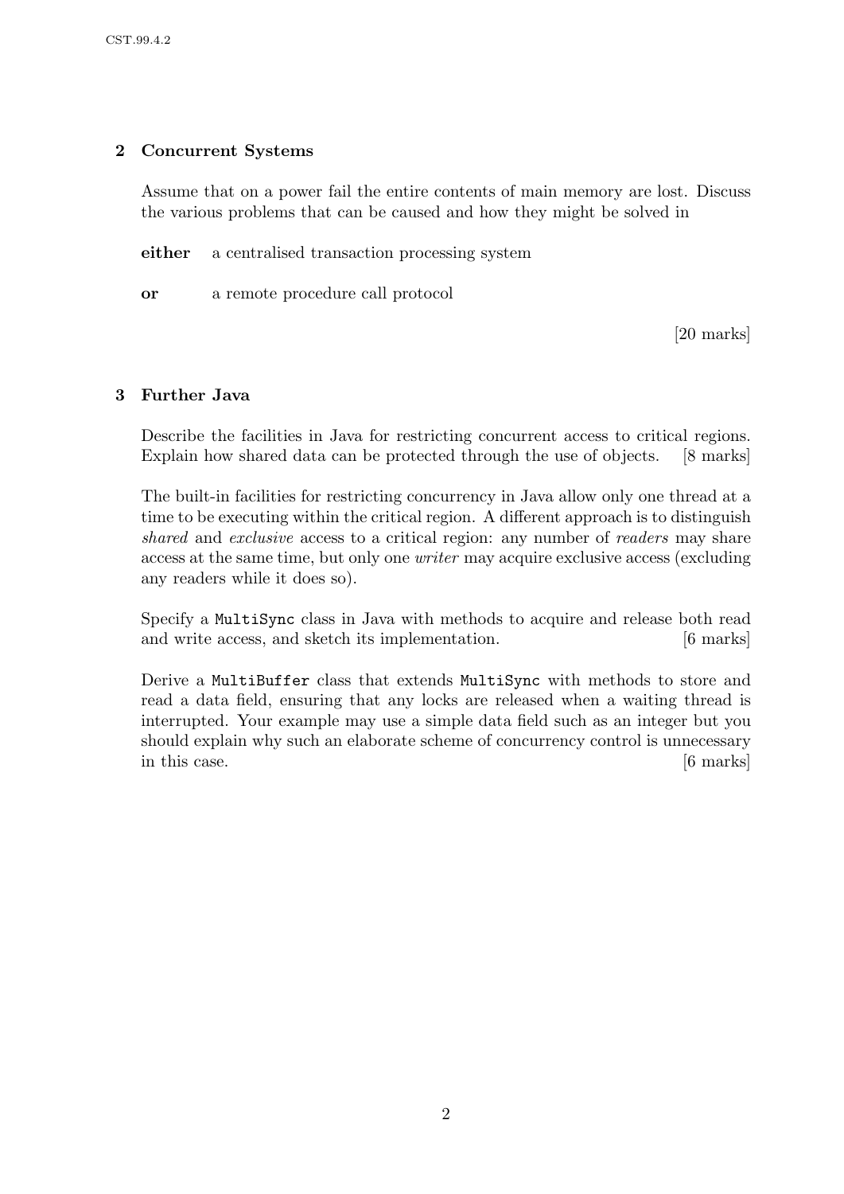## 2 Concurrent Systems

Assume that on a power fail the entire contents of main memory are lost. Discuss the various problems that can be caused and how they might be solved in

**either** a centralised transaction processing system

**or** a remote procedure call protocol

[20 marks]

## 3 Further Java

Describe the facilities in Java for restricting concurrent access to critical regions. Explain how shared data can be protected through the use of objects. [8 marks]

The built-in facilities for restricting concurrency in Java allow only one thread at a time to be executing within the critical region. A different approach is to distinguish *shared* and *exclusive* access to a critical region: any number of *readers* may share access at the same time, but only one *writer* may acquire exclusive access (excluding any readers while it does so).

Specify a `MultiSync` class in Java with methods to acquire and release both read and write access, and sketch its implementation. [6 marks]

Derive a `MultiBuffer` class that extends `MultiSync` with methods to store and read a data field, ensuring that any locks are released when a waiting thread is interrupted. Your example may use a simple data field such as an integer but you should explain why such an elaborate scheme of concurrency control is unnecessary in this case. [6 marks]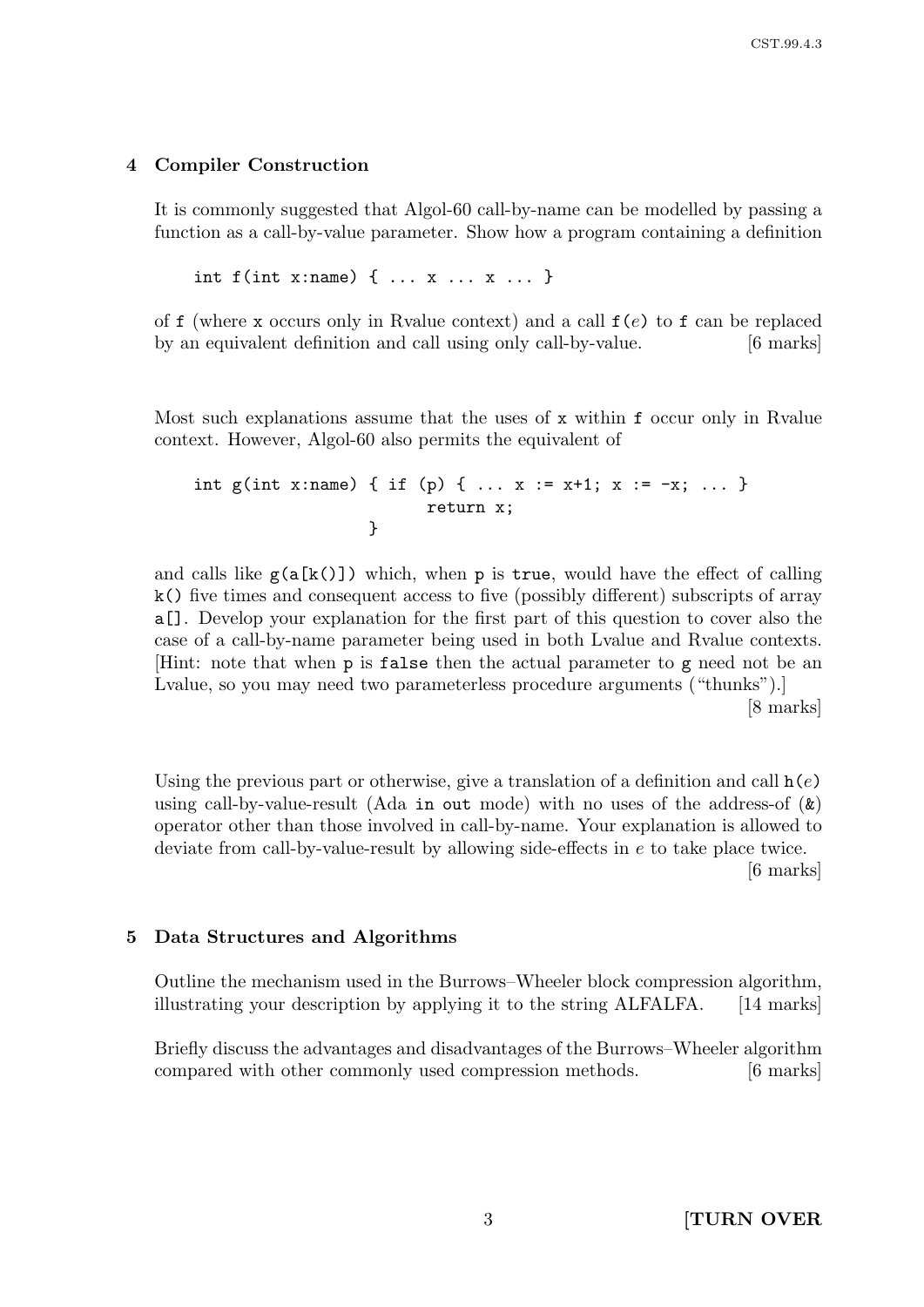## 4 Compiler Construction

It is commonly suggested that Algol-60 call-by-name can be modelled by passing a function as a call-by-value parameter. Show how a program containing a definition

```
int f(int x:name) { ... x ... x ... }
```

of `f` (where `x` occurs only in Rvalue context) and a call `f(`*e*`)` to `f` can be replaced by an equivalent definition and call using only call-by-value. [6 marks]

Most such explanations assume that the uses of `x` within `f` occur only in Rvalue context. However, Algol-60 also permits the equivalent of

```
int g(int x:name) { if (p) { ... x := x+1; x := -x; ... }
                    return x;
                  }
```

and calls like `g(a[k()])` which, when `p` is `true`, would have the effect of calling `k()` five times and consequent access to five (possibly different) subscripts of array `a[]`. Develop your explanation for the first part of this question to cover also the case of a call-by-name parameter being used in both Lvalue and Rvalue contexts. [Hint: note that when `p` is `false` then the actual parameter to `g` need not be an Lvalue, so you may need two parameterless procedure arguments ("thunks").] [8 marks]

Using the previous part or otherwise, give a translation of a definition and call `h(`*e*`)` using call-by-value-result (Ada `in out` mode) with no uses of the address-of (`&`) operator other than those involved in call-by-name. Your explanation is allowed to deviate from call-by-value-result by allowing side-effects in *e* to take place twice. [6 marks]

## 5 Data Structures and Algorithms

Outline the mechanism used in the Burrows–Wheeler block compression algorithm, illustrating your description by applying it to the string ALFALFA. [14 marks]

Briefly discuss the advantages and disadvantages of the Burrows–Wheeler algorithm compared with other commonly used compression methods. [6 marks]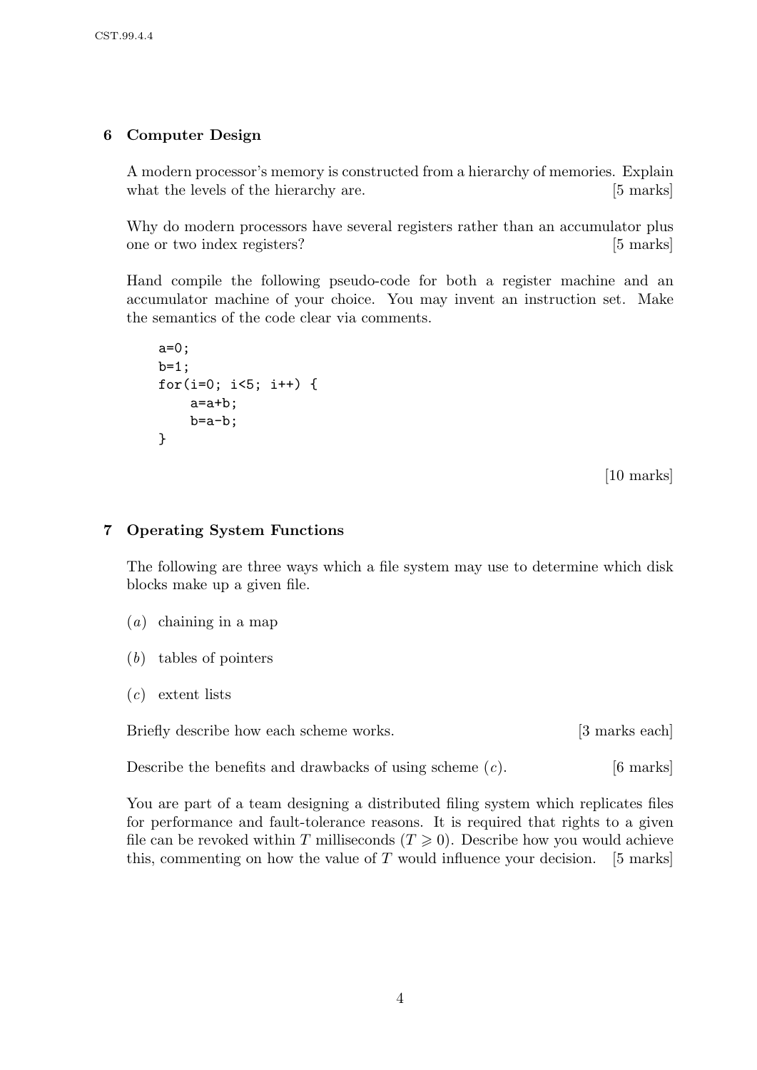## 6 Computer Design

A modern processor's memory is constructed from a hierarchy of memories. Explain what the levels of the hierarchy are. [5 marks]

Why do modern processors have several registers rather than an accumulator plus one or two index registers? [5 marks]

Hand compile the following pseudo-code for both a register machine and an accumulator machine of your choice. You may invent an instruction set. Make the semantics of the code clear via comments.

```
a=0;
b=1;
for(i=0; i<5; i++) {
    a=a+b;
    b=a-b;
}
```

[10 marks]

## 7 Operating System Functions

The following are three ways which a file system may use to determine which disk blocks make up a given file.

(*a*) chaining in a map

(*b*) tables of pointers

(*c*) extent lists

Briefly describe how each scheme works. [3 marks each]

Describe the benefits and drawbacks of using scheme (*c*). [6 marks]

You are part of a team designing a distributed filing system which replicates files for performance and fault-tolerance reasons. It is required that rights to a given file can be revoked within $T$ milliseconds ($T \geqslant 0$). Describe how you would achieve this, commenting on how the value of $T$ would influence your decision. [5 marks]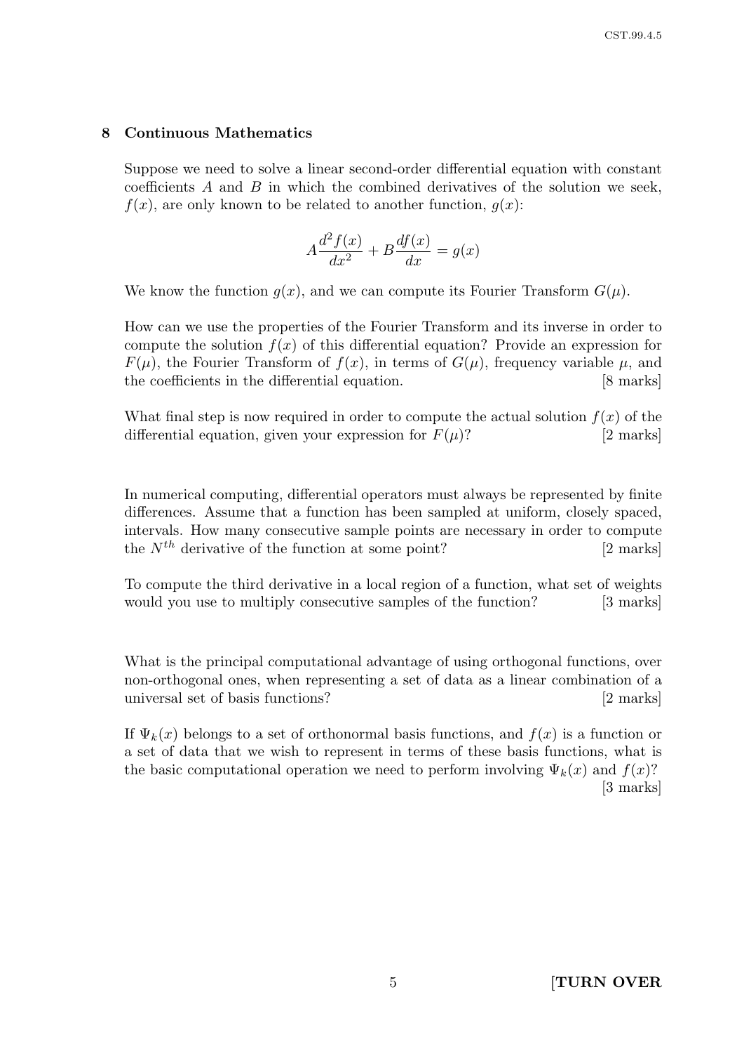## 8 Continuous Mathematics

Suppose we need to solve a linear second-order differential equation with constant coefficients $A$ and $B$ in which the combined derivatives of the solution we seek, $f(x)$, are only known to be related to another function, $g(x)$:

$$A\frac{d^2f(x)}{dx^2} + B\frac{df(x)}{dx} = g(x)$$

We know the function $g(x)$, and we can compute its Fourier Transform $G(\mu)$.

How can we use the properties of the Fourier Transform and its inverse in order to compute the solution $f(x)$ of this differential equation? Provide an expression for $F(\mu)$, the Fourier Transform of $f(x)$, in terms of $G(\mu)$, frequency variable $\mu$, and the coefficients in the differential equation. [8 marks]

What final step is now required in order to compute the actual solution $f(x)$ of the differential equation, given your expression for $F(\mu)$? [2 marks]

In numerical computing, differential operators must always be represented by finite differences. Assume that a function has been sampled at uniform, closely spaced, intervals. How many consecutive sample points are necessary in order to compute the $N^{th}$ derivative of the function at some point? [2 marks]

To compute the third derivative in a local region of a function, what set of weights would you use to multiply consecutive samples of the function? [3 marks]

What is the principal computational advantage of using orthogonal functions, over non-orthogonal ones, when representing a set of data as a linear combination of a universal set of basis functions? [2 marks]

If $\Psi_k(x)$ belongs to a set of orthonormal basis functions, and $f(x)$ is a function or a set of data that we wish to represent in terms of these basis functions, what is the basic computational operation we need to perform involving $\Psi_k(x)$ and $f(x)$? [3 marks]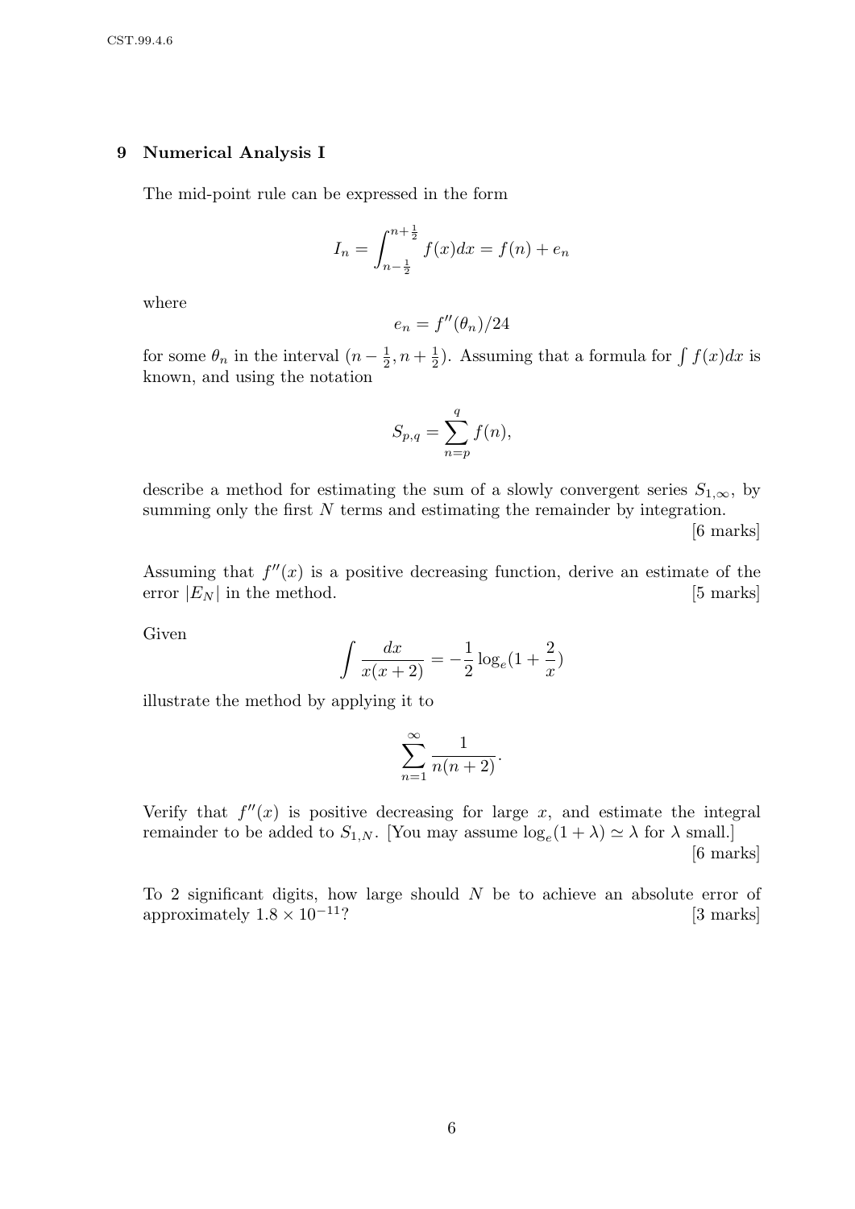## 9 Numerical Analysis I

The mid-point rule can be expressed in the form

$$I_n = \int_{n-\frac{1}{2}}^{n+\frac{1}{2}} f(x)dx = f(n) + e_n$$

where

$$e_n = f''(\theta_n)/24$$

for some $\theta_n$ in the interval $(n - \frac{1}{2}, n + \frac{1}{2})$. Assuming that a formula for $\int f(x)dx$ is known, and using the notation

$$S_{p,q} = \sum_{n=p}^{q} f(n),$$

describe a method for estimating the sum of a slowly convergent series $S_{1,\infty}$, by summing only the first $N$ terms and estimating the remainder by integration.

[6 marks]

Assuming that $f''(x)$ is a positive decreasing function, derive an estimate of the error $|E_N|$ in the method.

[5 marks]

Given

$$\int \frac{dx}{x(x+2)} = -\frac{1}{2}\log_e(1 + \frac{2}{x})$$

illustrate the method by applying it to

$$\sum_{n=1}^{\infty} \frac{1}{n(n+2)}.$$

Verify that $f''(x)$ is positive decreasing for large $x$, and estimate the integral remainder to be added to $S_{1,N}$. [You may assume $\log_e(1 + \lambda) \simeq \lambda$ for $\lambda$ small.]

[6 marks]

To 2 significant digits, how large should $N$ be to achieve an absolute error of approximately $1.8 \times 10^{-11}$?

[3 marks]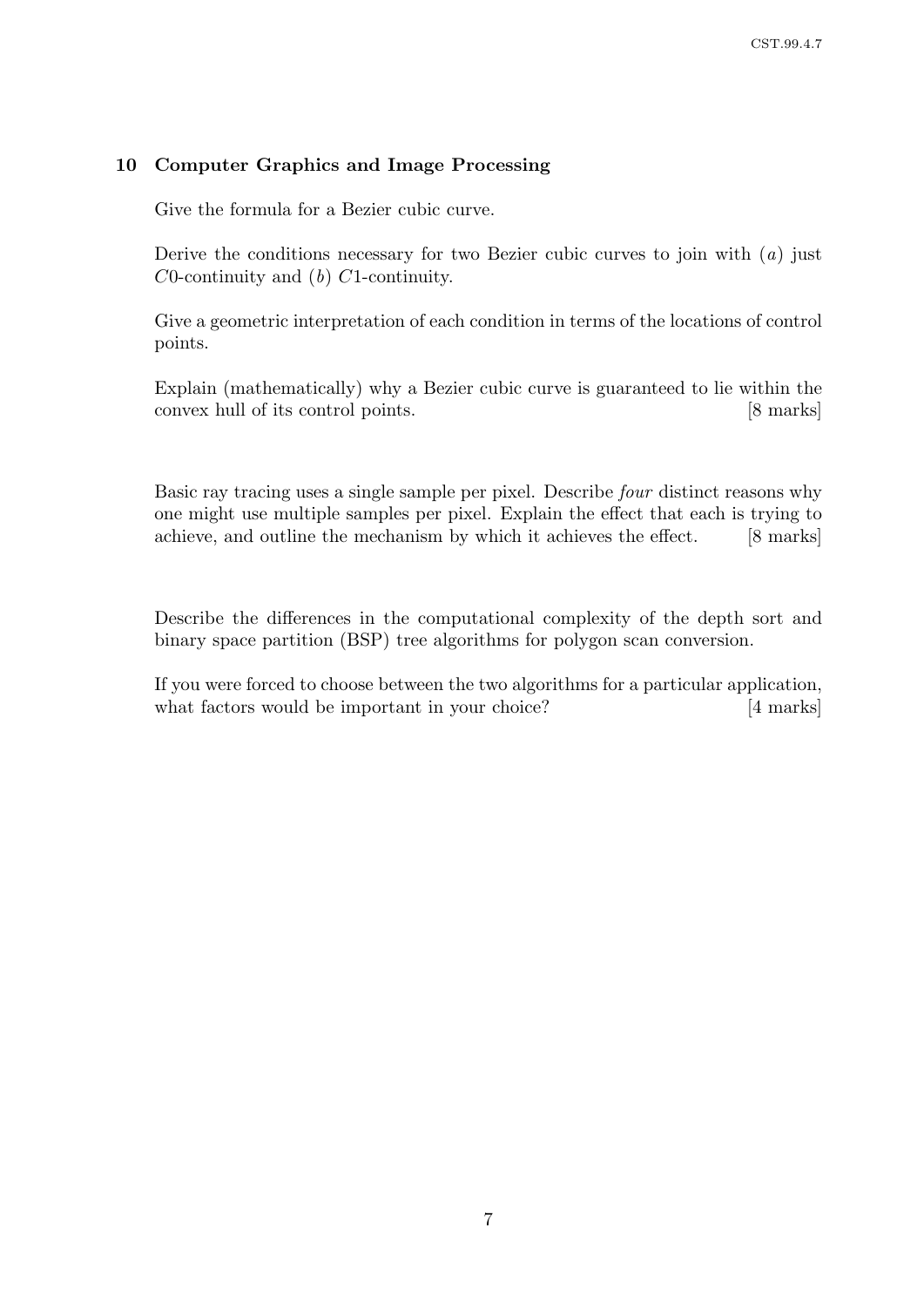## 10 Computer Graphics and Image Processing

Give the formula for a Bezier cubic curve.

Derive the conditions necessary for two Bezier cubic curves to join with (*a*) just $C0$-continuity and (*b*) $C1$-continuity.

Give a geometric interpretation of each condition in terms of the locations of control points.

Explain (mathematically) why a Bezier cubic curve is guaranteed to lie within the convex hull of its control points. [8 marks]

Basic ray tracing uses a single sample per pixel. Describe *four* distinct reasons why one might use multiple samples per pixel. Explain the effect that each is trying to achieve, and outline the mechanism by which it achieves the effect. [8 marks]

Describe the differences in the computational complexity of the depth sort and binary space partition (BSP) tree algorithms for polygon scan conversion.

If you were forced to choose between the two algorithms for a particular application, what factors would be important in your choice? [4 marks]